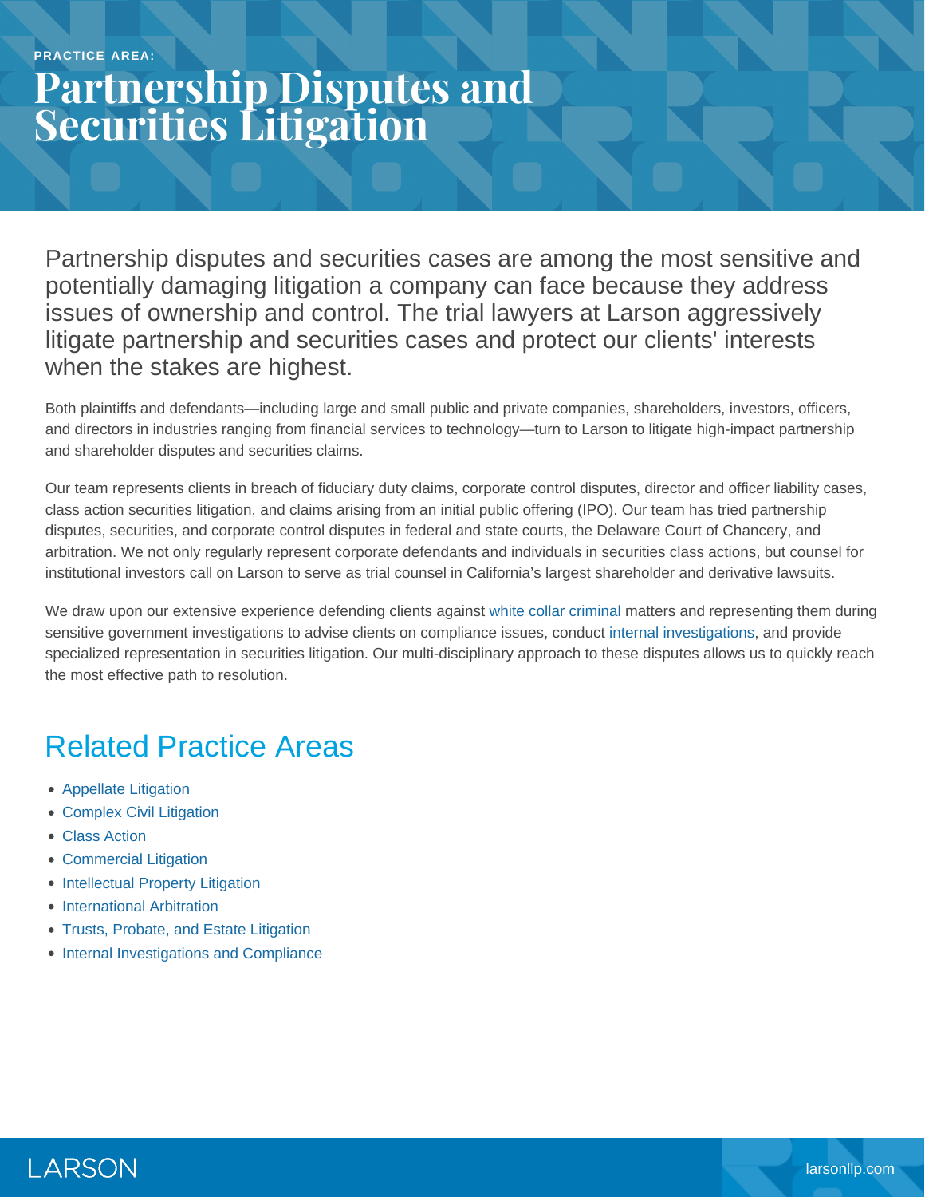PRACTICE AREA:

# Partnership Disputes and Securities Litigation

Partnership disputes and securities cases are among the most sensitive and potentially damaging litigation a company can face because they address issues of ownership and control. The trial lawyers at Larson aggressively litigate partnership and securities cases and protect our clients' interests when the stakes are highest.

Both plaintiffs and defendants—including large and small public and private companies, shareholders, investors, officers, and directors in industries ranging from financial services to technology—turn to Larson to litigate high-impact partnership and shareholder disputes and securities claims.

Our team represents clients in breach of fiduciary duty claims, corporate control disputes, director and officer liability cases, class action securities litigation, and claims arising from an initial public offering (IPO). Our team has tried partnership disputes, securities, and corporate control disputes in federal and state courts, the Delaware Court of Chancery, and arbitration. We not only regularly represent corporate defendants and individuals in securities class actions, but counsel for institutional investors call on Larson to serve as trial counsel in California's largest shareholder and derivative lawsuits.

We draw upon our extensive experience defending clients against white collar criminal matters and representing them during sensitive government investigations to advise clients on compliance issues, conduct internal investigations, and provide specialized representation in securities litigation. Our multi-disciplinary approach to these disputes allows us to quickly reach the most effective path to resolution.

## Related Practice Areas

- Appellate Litigation
- Complex Civil Litigation
- Class Action
- Commercial Litigation
- Intellectual Property Litigation
- International Arbitration
- Trusts, Probate, and Estate Litigation
- Internal Investigations and Compliance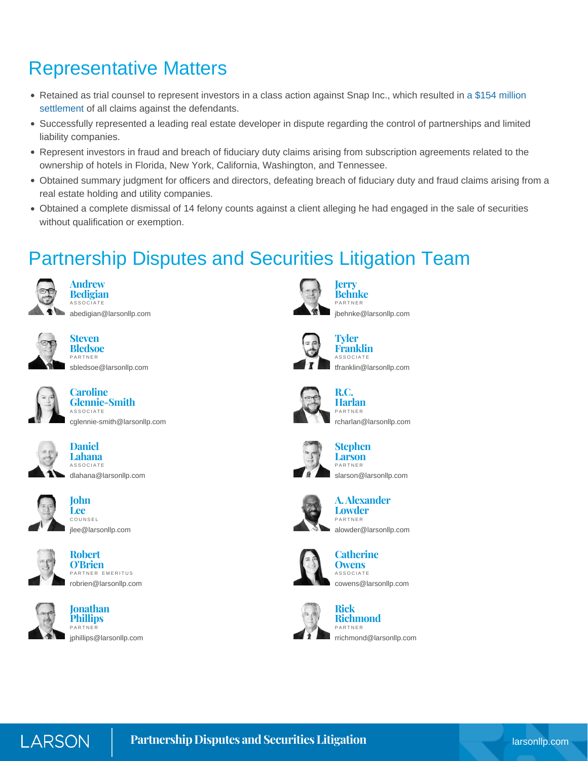## Representative Matters

- Retained as trial counsel to represent investors in a class action against Snap Inc., which resulted in a $154 million settlement of all claims against the defendants.
- Successfully represented a leading real estate developer in dispute regarding the control of partnerships and limited liability companies.
- Represent investors in fraud and breach of fiduciary duty claims arising from subscription agreements related to the ownership of hotels in Florida, New York, California, Washington, and Tennessee.
- Obtained summary judgment for officers and directors, defeating breach of fiduciary duty and fraud claims arising from a real estate holding and utility companies.
- Obtained a complete dismissal of 14 felony counts against a client alleging he had engaged in the sale of securities without qualification or exemption.

## Partnership Disputes and Securities Litigation Team

**Andrew Bedigian**
ASSOCIATE
abedigian@larsonllp.com

**Steven Bledsoe**
PARTNER
sbledsoe@larsonllp.com

**Caroline Glennie-Smith**
ASSOCIATE
cglennie-smith@larsonllp.com

**Daniel Lahana**
ASSOCIATE
dlahana@larsonllp.com

**John Lee**
COUNSEL
jlee@larsonllp.com

**Robert O'Brien**
PARTNER EMERITUS
robrien@larsonllp.com

**Jonathan Phillips**
PARTNER
jphillips@larsonllp.com

**Jerry Behnke**
PARTNER
jbehnke@larsonllp.com

**Tyler Franklin**
ASSOCIATE
tfranklin@larsonllp.com

**R.C. Harlan**
PARTNER
rcharlan@larsonllp.com

**Stephen Larson**
PARTNER
slarson@larsonllp.com

**A. Alexander Lowder**
PARTNER
alowder@larsonllp.com

**Catherine Owens**
ASSOCIATE
cowens@larsonllp.com

**Rick Richmond**
PARTNER
rrichmond@larsonllp.com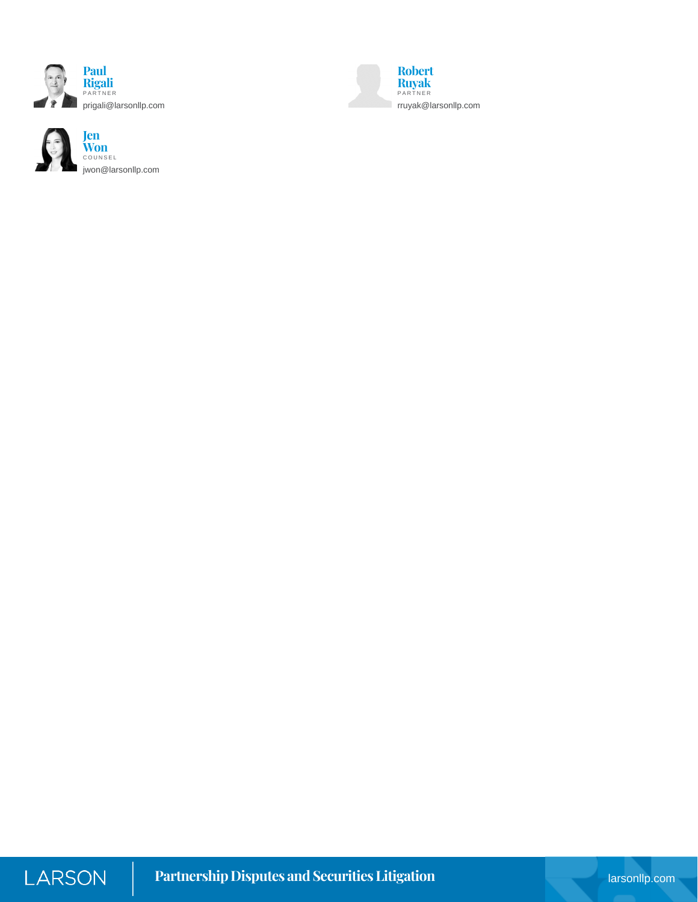**Paul Rigali**
PARTNER
prigali@larsonllp.com

**Robert Ruyak**
PARTNER
rruyak@larsonllp.com

**Jen Won**
COUNSEL
jwon@larsonllp.com